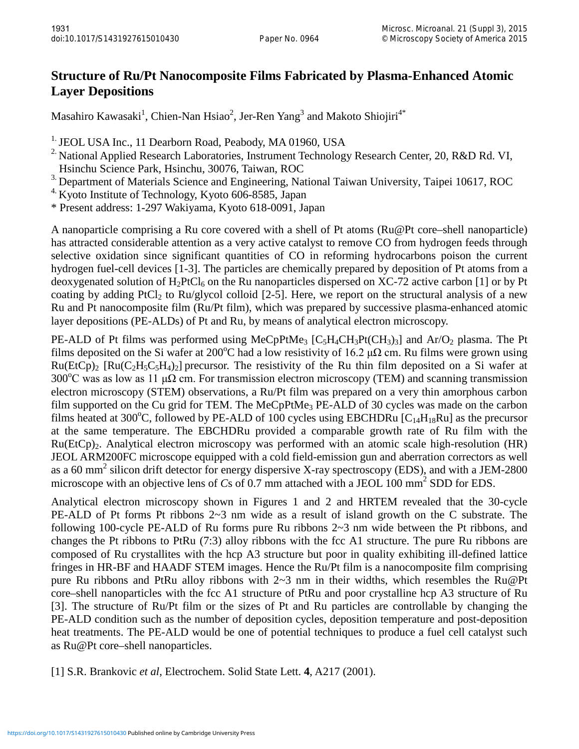# Structure of Ru/Pt Nanocomposite Films Fabricated by Plasma-Enhanced Atomic Layer Depositions

Masahiro Kawasaki[1], Chien-Nan Hsiao[2], Jer-Ren Yang[3] and Makoto Shiojiri[4*]

[1] JEOL USA Inc., 11 Dearborn Road, Peabody, MA 01960, USA

[2] National Applied Research Laboratories, Instrument Technology Research Center, 20, R&D Rd. VI, Hsinchu Science Park, Hsinchu, 30076, Taiwan, ROC

[3] Department of Materials Science and Engineering, National Taiwan University, Taipei 10617, ROC

[4] Kyoto Institute of Technology, Kyoto 606-8585, Japan

* Present address: 1-297 Wakiyama, Kyoto 618-0091, Japan

A nanoparticle comprising a Ru core covered with a shell of Pt atoms (Ru@Pt core–shell nanoparticle) has attracted considerable attention as a very active catalyst to remove CO from hydrogen feeds through selective oxidation since significant quantities of CO in reforming hydrocarbons poison the current hydrogen fuel-cell devices [1-3]. The particles are chemically prepared by deposition of Pt atoms from a deoxygenated solution of $H_2PtCl_6$ on the Ru nanoparticles dispersed on XC-72 active carbon [1] or by Pt coating by adding $PtCl_2$ to Ru/glycol colloid [2-5]. Here, we report on the structural analysis of a new Ru and Pt nanocomposite film (Ru/Pt film), which was prepared by successive plasma-enhanced atomic layer depositions (PE-ALDs) of Pt and Ru, by means of analytical electron microscopy.

PE-ALD of Pt films was performed using $MeCpPtMe_3$ [$C_5H_4CH_3Pt(CH_3)_3$] and $Ar/O_2$ plasma. The Pt films deposited on the Si wafer at 200°C had a low resistivity of 16.2 μΩ cm. Ru films were grown using $Ru(EtCp)_2$ [$Ru(C_2H_5C_5H_4)_2$] precursor. The resistivity of the Ru thin film deposited on a Si wafer at 300°C was as low as 11 μΩ cm. For transmission electron microscopy (TEM) and scanning transmission electron microscopy (STEM) observations, a Ru/Pt film was prepared on a very thin amorphous carbon film supported on the Cu grid for TEM. The $MeCpPtMe_3$ PE-ALD of 30 cycles was made on the carbon films heated at 300°C, followed by PE-ALD of 100 cycles using EBCHDRu [$C_{14}H_{18}Ru$] as the precursor at the same temperature. The EBCHDRu provided a comparable growth rate of Ru film with the $Ru(EtCp)_2$. Analytical electron microscopy was performed with an atomic scale high-resolution (HR) JEOL ARM200FC microscope equipped with a cold field-emission gun and aberration correctors as well as a 60 $mm^2$ silicon drift detector for energy dispersive X-ray spectroscopy (EDS), and with a JEM-2800 microscope with an objective lens of *C*s of 0.7 mm attached with a JEOL 100 $mm^2$ SDD for EDS.

Analytical electron microscopy shown in Figures 1 and 2 and HRTEM revealed that the 30-cycle PE-ALD of Pt forms Pt ribbons 2~3 nm wide as a result of island growth on the C substrate. The following 100-cycle PE-ALD of Ru forms pure Ru ribbons 2~3 nm wide between the Pt ribbons, and changes the Pt ribbons to PtRu (7:3) alloy ribbons with the fcc A1 structure. The pure Ru ribbons are composed of Ru crystallites with the hcp A3 structure but poor in quality exhibiting ill-defined lattice fringes in HR-BF and HAADF STEM images. Hence the Ru/Pt film is a nanocomposite film comprising pure Ru ribbons and PtRu alloy ribbons with 2~3 nm in their widths, which resembles the Ru@Pt core–shell nanoparticles with the fcc A1 structure of PtRu and poor crystalline hcp A3 structure of Ru [3]. The structure of Ru/Pt film or the sizes of Pt and Ru particles are controllable by changing the PE-ALD condition such as the number of deposition cycles, deposition temperature and post-deposition heat treatments. The PE-ALD would be one of potential techniques to produce a fuel cell catalyst such as Ru@Pt core–shell nanoparticles.

[1] S.R. Brankovic *et al*, Electrochem. Solid State Lett. **4**, A217 (2001).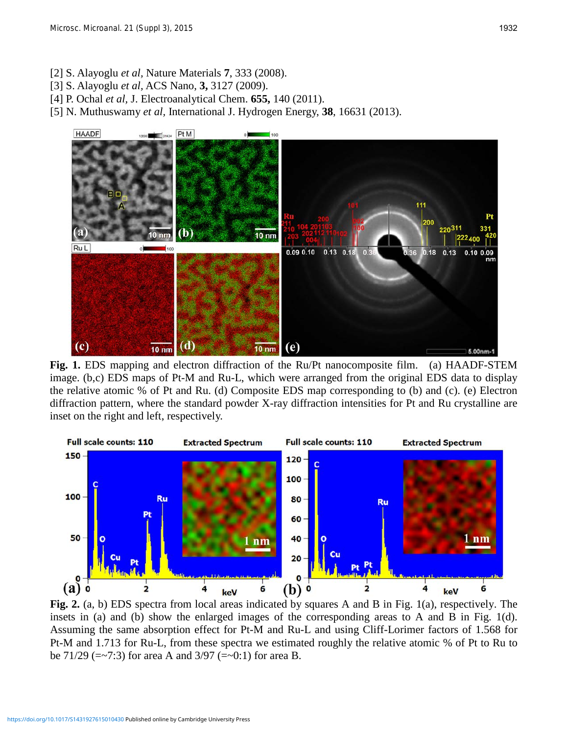[2] S. Alayoglu *et al*, Nature Materials **7**, 333 (2008).
[3] S. Alayoglu *et al*, ACS Nano, **3,** 3127 (2009).
[4] P. Ochal *et al*, J. Electroanalytical Chem. **655,** 140 (2011).
[5] N. Muthuswamy *et al*, International J. Hydrogen Energy, **38**, 16631 (2013).

**Fig. 1.** EDS mapping and electron diffraction of the Ru/Pt nanocomposite film. (a) HAADF-STEM image. (b,c) EDS maps of Pt-M and Ru-L, which were arranged from the original EDS data to display the relative atomic % of Pt and Ru. (d) Composite EDS map corresponding to (b) and (c). (e) Electron diffraction pattern, where the standard powder X-ray diffraction intensities for Pt and Ru crystalline are inset on the right and left, respectively.

**Fig. 2.** (a, b) EDS spectra from local areas indicated by squares A and B in Fig. 1(a), respectively. The insets in (a) and (b) show the enlarged images of the corresponding areas to A and B in Fig. 1(d). Assuming the same absorption effect for Pt-M and Ru-L and using Cliff-Lorimer factors of 1.568 for Pt-M and 1.713 for Ru-L, from these spectra we estimated roughly the relative atomic % of Pt to Ru to be 71/29 (=~7:3) for area A and 3/97 (=~0:1) for area B.